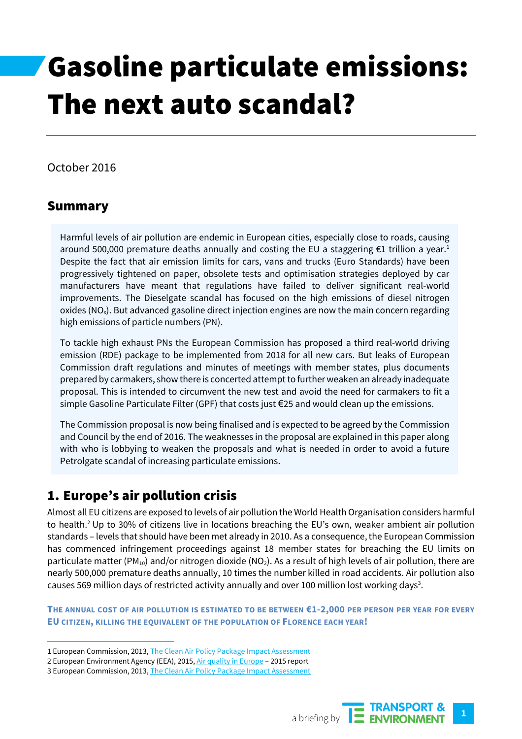# Gasoline particulate emissions: The next auto scandal?

October 2016

## Summary

Harmful levels of air pollution are endemic in European cities, especially close to roads, causing around 500,000 premature deaths annually and costing the EU a staggering €1 trillion a year.[1] Despite the fact that air emission limits for cars, vans and trucks (Euro Standards) have been progressively tightened on paper, obsolete tests and optimisation strategies deployed by car manufacturers have meant that regulations have failed to deliver significant real-world improvements. The Dieselgate scandal has focused on the high emissions of diesel nitrogen oxides ($NO_x$). But advanced gasoline direct injection engines are now the main concern regarding high emissions of particle numbers (PN).

To tackle high exhaust PNs the European Commission has proposed a third real-world driving emission (RDE) package to be implemented from 2018 for all new cars. But leaks of European Commission draft regulations and minutes of meetings with member states, plus documents prepared by carmakers, show there is concerted attempt to further weaken an already inadequate proposal. This is intended to circumvent the new test and avoid the need for carmakers to fit a simple Gasoline Particulate Filter (GPF) that costs just €25 and would clean up the emissions.

The Commission proposal is now being finalised and is expected to be agreed by the Commission and Council by the end of 2016. The weaknesses in the proposal are explained in this paper along with who is lobbying to weaken the proposals and what is needed in order to avoid a future Petrolgate scandal of increasing particulate emissions.

## 1. Europe's air pollution crisis

Almost all EU citizens are exposed to levels of air pollution the World Health Organisation considers harmful to health.[2] Up to 30% of citizens live in locations breaching the EU's own, weaker ambient air pollution standards – levels that should have been met already in 2010. As a consequence, the European Commission has commenced infringement proceedings against 18 member states for breaching the EU limits on particulate matter ($PM_{10}$) and/or nitrogen dioxide ($NO_2$). As a result of high levels of air pollution, there are nearly 500,000 premature deaths annually, 10 times the number killed in road accidents. Air pollution also causes 569 million days of restricted activity annually and over 100 million lost working days[3].

**THE ANNUAL COST OF AIR POLLUTION IS ESTIMATED TO BE BETWEEN €1-2,000 PER PERSON PER YEAR FOR EVERY EU CITIZEN, KILLING THE EQUIVALENT OF THE POPULATION OF FLORENCE EACH YEAR!**

---

1 European Commission, 2013, The Clean Air Policy Package Impact Assessment

2 European Environment Agency (EEA), 2015, Air quality in Europe – 2015 report

3 European Commission, 2013, The Clean Air Policy Package Impact Assessment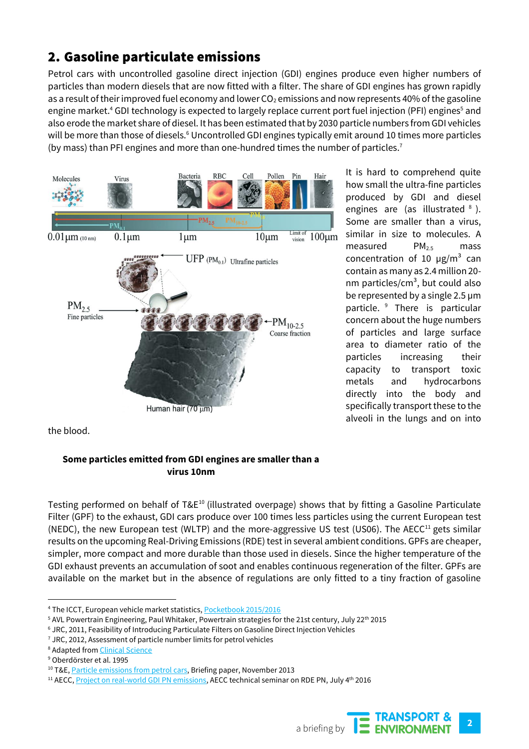## 2. Gasoline particulate emissions

Petrol cars with uncontrolled gasoline direct injection (GDI) engines produce even higher numbers of particles than modern diesels that are now fitted with a filter. The share of GDI engines has grown rapidly as a result of their improved fuel economy and lower $CO_2$ emissions and now represents 40% of the gasoline engine market.[4] GDI technology is expected to largely replace current port fuel injection (PFI) engines[5] and also erode the market share of diesel. It has been estimated that by 2030 particle numbers from GDI vehicles will be more than those of diesels.[6] Uncontrolled GDI engines typically emit around 10 times more particles (by mass) than PFI engines and more than one-hundred times the number of particles.[7]

Molecules
Virus
Bacteria
RBC
Cell
Pollen
Pin
Hair
$PM_{0.1}$
$PM_{2.5}$
$PM_{10-2.5}$
$PM_{10}$
0.01µm (10 nm)
0.1µm
1µm
10µm
Limit of vision
100µm
UFP ($PM_{0.1}$) Ultrafine particles
$PM_{2.5}$ Fine particles
$PM_{10-2.5}$ Coarse fraction
Human hair (70 µm)

It is hard to comprehend quite how small the ultra-fine particles produced by GDI and diesel engines are (as illustrated [8]). Some are smaller than a virus, similar in size to molecules. A measured $PM_{2.5}$ mass concentration of 10 µg/m$^3$ can contain as many as 2.4 million 20-nm particles/cm$^3$, but could also be represented by a single 2.5 µm particle. [9] There is particular concern about the huge numbers of particles and large surface area to diameter ratio of the particles increasing their capacity to transport toxic metals and hydrocarbons directly into the body and specifically transport these to the alveoli in the lungs and on into the blood.

**Some particles emitted from GDI engines are smaller than a virus 10nm**

Testing performed on behalf of T&E[10] (illustrated overpage) shows that by fitting a Gasoline Particulate Filter (GPF) to the exhaust, GDI cars produce over 100 times less particles using the current European test (NEDC), the new European test (WLTP) and the more-aggressive US test (US06). The AECC[11] gets similar results on the upcoming Real-Driving Emissions (RDE) test in several ambient conditions. GPFs are cheaper, simpler, more compact and more durable than those used in diesels. Since the higher temperature of the GDI exhaust prevents an accumulation of soot and enables continuous regeneration of the filter. GPFs are available on the market but in the absence of regulations are only fitted to a tiny fraction of gasoline

---

[4] The ICCT, European vehicle market statistics, Pocketbook 2015/2016
[5] AVL Powertrain Engineering, Paul Whitaker, Powertrain strategies for the 21st century, July 22nd 2015
[6] JRC, 2011, Feasibility of Introducing Particulate Filters on Gasoline Direct Injection Vehicles
[7] JRC, 2012, Assessment of particle number limits for petrol vehicles
[8] Adapted from Clinical Science
[9] Oberdörster et al. 1995
[10] T&E, Particle emissions from petrol cars, Briefing paper, November 2013
[11] AECC, Project on real-world GDI PN emissions, AECC technical seminar on RDE PN, July 4th 2016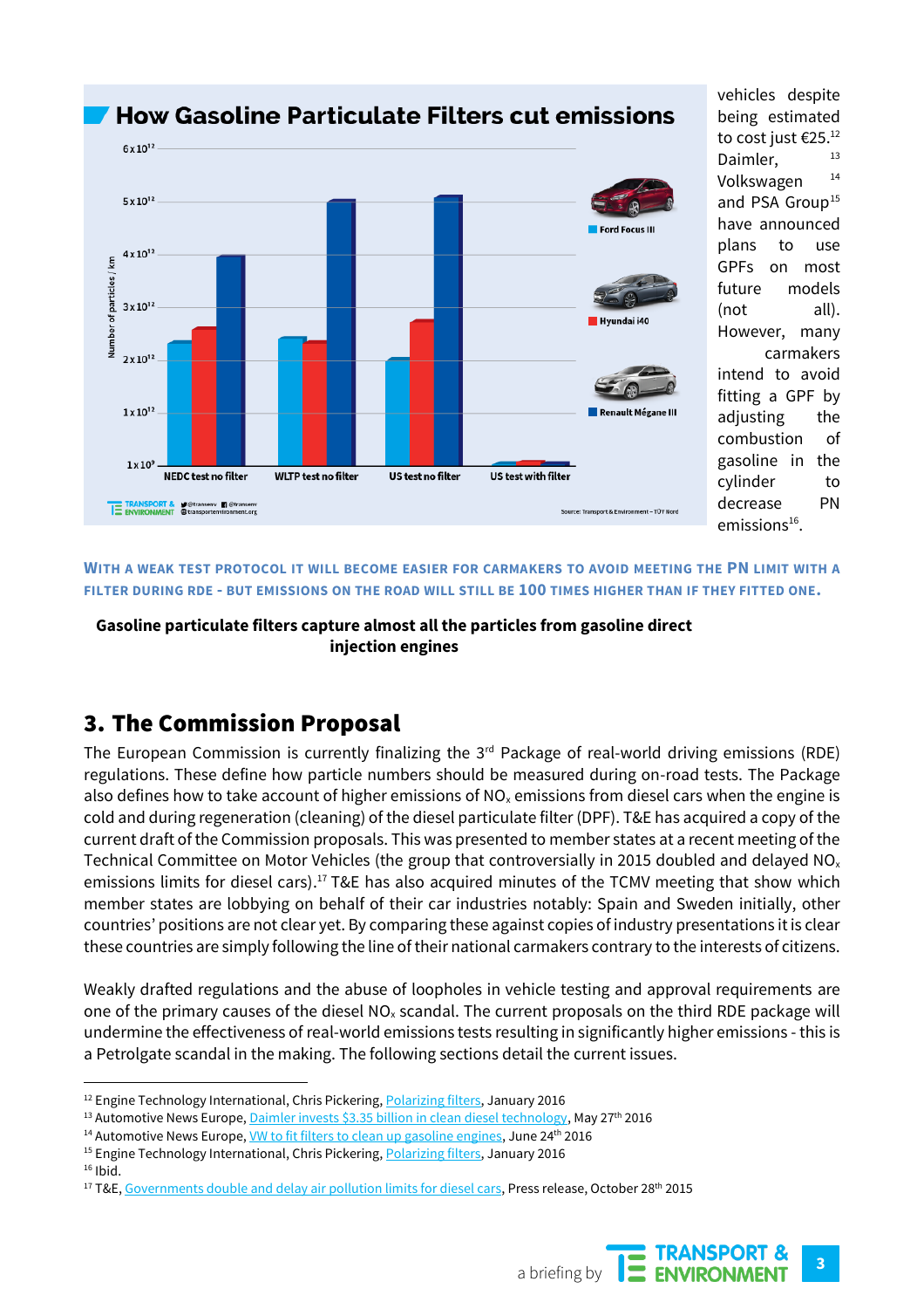How Gasoline Particulate Filters cut emissions

6 x 10¹²
5 x 10¹²
4 x 10¹²
3 x 10¹²
2 x 10¹²
1 x 10¹²
1 x 10⁹

Number of particles / km

NEDC test no filter
WLTP test no filter
US test no filter
US test with filter

Ford Focus III
Hyundai i40
Renault Mégane III

Source: Transport & Environment – TÜV Nord

vehicles despite being estimated to cost just €25.[12] Daimler,[13] Volkswagen[14] and PSA Group[15] have announced plans to use GPFs on most future models (not all). However, many carmakers intend to avoid fitting a GPF by adjusting the combustion of gasoline in the cylinder to decrease PN emissions[16].

**WITH A WEAK TEST PROTOCOL IT WILL BECOME EASIER FOR CARMAKERS TO AVOID MEETING THE PN LIMIT WITH A FILTER DURING RDE - BUT EMISSIONS ON THE ROAD WILL STILL BE 100 TIMES HIGHER THAN IF THEY FITTED ONE.**

**Gasoline particulate filters capture almost all the particles from gasoline direct injection engines**

## 3. The Commission Proposal

The European Commission is currently finalizing the 3rd Package of real-world driving emissions (RDE) regulations. These define how particle numbers should be measured during on-road tests. The Package also defines how to take account of higher emissions of $NO_x$ emissions from diesel cars when the engine is cold and during regeneration (cleaning) of the diesel particulate filter (DPF). T&E has acquired a copy of the current draft of the Commission proposals. This was presented to member states at a recent meeting of the Technical Committee on Motor Vehicles (the group that controversially in 2015 doubled and delayed $NO_x$ emissions limits for diesel cars).[17] T&E has also acquired minutes of the TCMV meeting that show which member states are lobbying on behalf of their car industries notably: Spain and Sweden initially, other countries' positions are not clear yet. By comparing these against copies of industry presentations it is clear these countries are simply following the line of their national carmakers contrary to the interests of citizens.

Weakly drafted regulations and the abuse of loopholes in vehicle testing and approval requirements are one of the primary causes of the diesel $NO_x$ scandal. The current proposals on the third RDE package will undermine the effectiveness of real-world emissions tests resulting in significantly higher emissions - this is a Petrolgate scandal in the making. The following sections detail the current issues.

---

[12] Engine Technology International, Chris Pickering, Polarizing filters, January 2016
[13] Automotive News Europe, Daimler invests $3.35 billion in clean diesel technology, May 27th 2016
[14] Automotive News Europe, VW to fit filters to clean up gasoline engines, June 24th 2016
[15] Engine Technology International, Chris Pickering, Polarizing filters, January 2016
[16] Ibid.
[17] T&E, Governments double and delay air pollution limits for diesel cars, Press release, October 28th 2015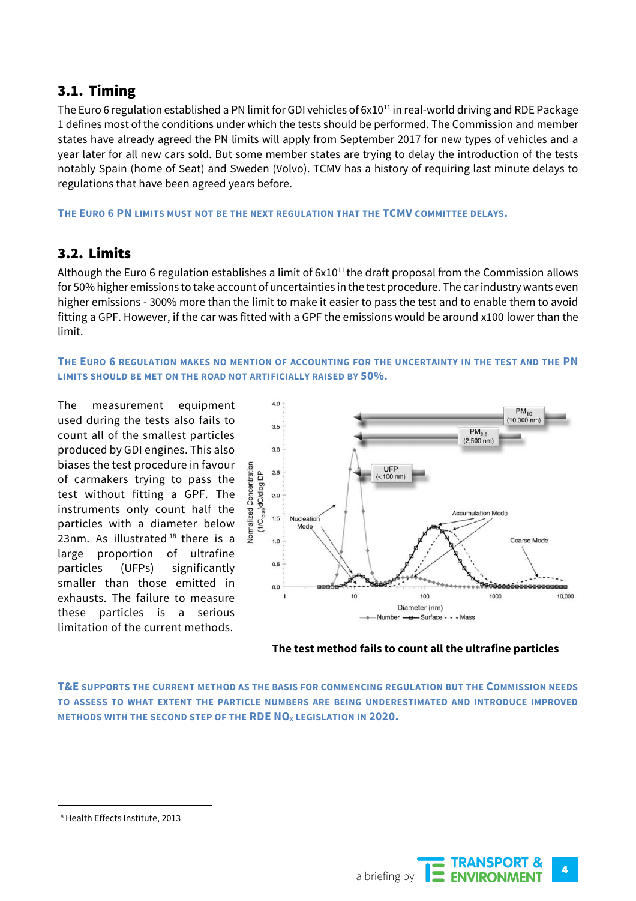## 3.1. Timing

The Euro 6 regulation established a PN limit for GDI vehicles of 6x10[11] in real-world driving and RDE Package 1 defines most of the conditions under which the tests should be performed. The Commission and member states have already agreed the PN limits will apply from September 2017 for new types of vehicles and a year later for all new cars sold. But some member states are trying to delay the introduction of the tests notably Spain (home of Seat) and Sweden (Volvo). TCMV has a history of requiring last minute delays to regulations that have been agreed years before.

**THE EURO 6 PN LIMITS MUST NOT BE THE NEXT REGULATION THAT THE TCMV COMMITTEE DELAYS.**

## 3.2. Limits

Although the Euro 6 regulation establishes a limit of 6x10[11] the draft proposal from the Commission allows for 50% higher emissions to take account of uncertainties in the test procedure. The car industry wants even higher emissions - 300% more than the limit to make it easier to pass the test and to enable them to avoid fitting a GPF. However, if the car was fitted with a GPF the emissions would be around x100 lower than the limit.

**THE EURO 6 REGULATION MAKES NO MENTION OF ACCOUNTING FOR THE UNCERTAINTY IN THE TEST AND THE PN LIMITS SHOULD BE MET ON THE ROAD NOT ARTIFICIALLY RAISED BY 50%.**

The measurement equipment used during the tests also fails to count all of the smallest particles produced by GDI engines. This also biases the test procedure in favour of carmakers trying to pass the test without fitting a GPF. The instruments only count half the particles with a diameter below 23nm. As illustrated[18] there is a large proportion of ultrafine particles (UFPs) significantly smaller than those emitted in exhausts. The failure to measure these particles is a serious limitation of the current methods.

Normalized Concentration ($1/C_{total}$)dC/dlog DP

4.0
3.5
3.0
2.5
2.0
1.5
1.0
0.5
0.0

$PM_{10}$ (10,000 nm)

$PM_{2.5}$ (2,500 nm)

UFP (<100 nm)

Nucleation Mode

Accumulation Mode

Coarse Mode

1
10
100
1000
10,000

Diameter (nm)

Number — Surface - - Mass

**The test method fails to count all the ultrafine particles**

**T&E SUPPORTS THE CURRENT METHOD AS THE BASIS FOR COMMENCING REGULATION BUT THE COMMISSION NEEDS TO ASSESS TO WHAT EXTENT THE PARTICLE NUMBERS ARE BEING UNDERESTIMATED AND INTRODUCE IMPROVED METHODS WITH THE SECOND STEP OF THE RDE $NO_x$ LEGISLATION IN 2020.**

[18] Health Effects Institute, 2013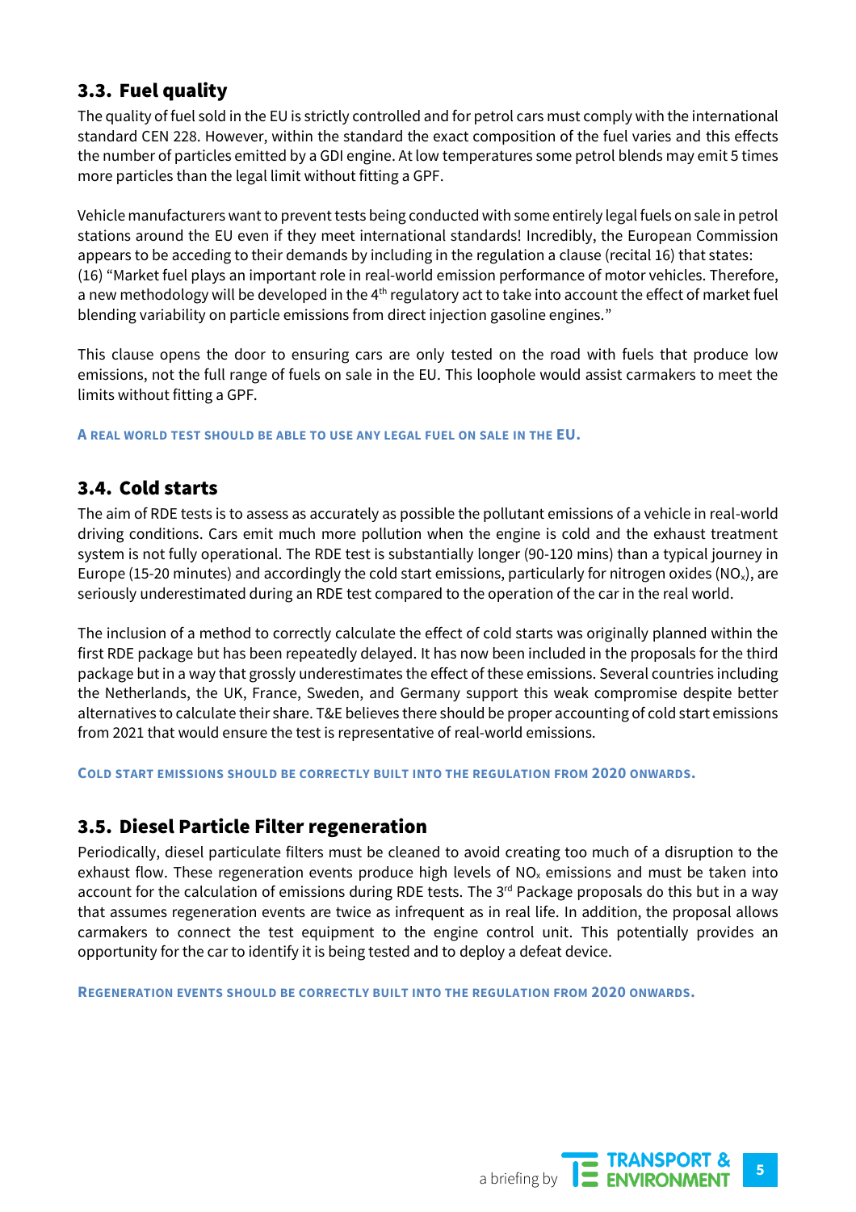## 3.3. Fuel quality

The quality of fuel sold in the EU is strictly controlled and for petrol cars must comply with the international standard CEN 228. However, within the standard the exact composition of the fuel varies and this effects the number of particles emitted by a GDI engine. At low temperatures some petrol blends may emit 5 times more particles than the legal limit without fitting a GPF.

Vehicle manufacturers want to prevent tests being conducted with some entirely legal fuels on sale in petrol stations around the EU even if they meet international standards! Incredibly, the European Commission appears to be acceding to their demands by including in the regulation a clause (recital 16) that states: (16) "Market fuel plays an important role in real-world emission performance of motor vehicles. Therefore, a new methodology will be developed in the 4th regulatory act to take into account the effect of market fuel blending variability on particle emissions from direct injection gasoline engines."

This clause opens the door to ensuring cars are only tested on the road with fuels that produce low emissions, not the full range of fuels on sale in the EU. This loophole would assist carmakers to meet the limits without fitting a GPF.

**A REAL WORLD TEST SHOULD BE ABLE TO USE ANY LEGAL FUEL ON SALE IN THE EU.**

## 3.4. Cold starts

The aim of RDE tests is to assess as accurately as possible the pollutant emissions of a vehicle in real-world driving conditions. Cars emit much more pollution when the engine is cold and the exhaust treatment system is not fully operational. The RDE test is substantially longer (90-120 mins) than a typical journey in Europe (15-20 minutes) and accordingly the cold start emissions, particularly for nitrogen oxides ($NO_x$), are seriously underestimated during an RDE test compared to the operation of the car in the real world.

The inclusion of a method to correctly calculate the effect of cold starts was originally planned within the first RDE package but has been repeatedly delayed. It has now been included in the proposals for the third package but in a way that grossly underestimates the effect of these emissions. Several countries including the Netherlands, the UK, France, Sweden, and Germany support this weak compromise despite better alternatives to calculate their share. T&E believes there should be proper accounting of cold start emissions from 2021 that would ensure the test is representative of real-world emissions.

**COLD START EMISSIONS SHOULD BE CORRECTLY BUILT INTO THE REGULATION FROM 2020 ONWARDS.**

## 3.5. Diesel Particle Filter regeneration

Periodically, diesel particulate filters must be cleaned to avoid creating too much of a disruption to the exhaust flow. These regeneration events produce high levels of $NO_x$ emissions and must be taken into account for the calculation of emissions during RDE tests. The 3rd Package proposals do this but in a way that assumes regeneration events are twice as infrequent as in real life. In addition, the proposal allows carmakers to connect the test equipment to the engine control unit. This potentially provides an opportunity for the car to identify it is being tested and to deploy a defeat device.

**REGENERATION EVENTS SHOULD BE CORRECTLY BUILT INTO THE REGULATION FROM 2020 ONWARDS.**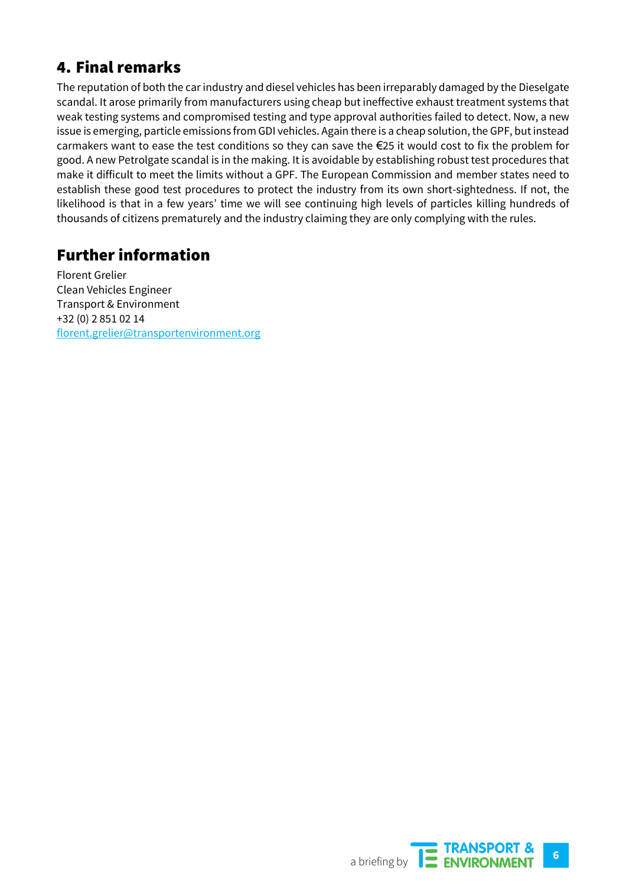## 4. Final remarks

The reputation of both the car industry and diesel vehicles has been irreparably damaged by the Dieselgate scandal. It arose primarily from manufacturers using cheap but ineffective exhaust treatment systems that weak testing systems and compromised testing and type approval authorities failed to detect. Now, a new issue is emerging, particle emissions from GDI vehicles. Again there is a cheap solution, the GPF, but instead carmakers want to ease the test conditions so they can save the €25 it would cost to fix the problem for good. A new Petrolgate scandal is in the making. It is avoidable by establishing robust test procedures that make it difficult to meet the limits without a GPF. The European Commission and member states need to establish these good test procedures to protect the industry from its own short-sightedness. If not, the likelihood is that in a few years' time we will see continuing high levels of particles killing hundreds of thousands of citizens prematurely and the industry claiming they are only complying with the rules.

## Further information

Florent Grelier
Clean Vehicles Engineer
Transport & Environment
+32 (0) 2 851 02 14
[florent.grelier@transportenvironment.org](mailto:florent.grelier@transportenvironment.org)